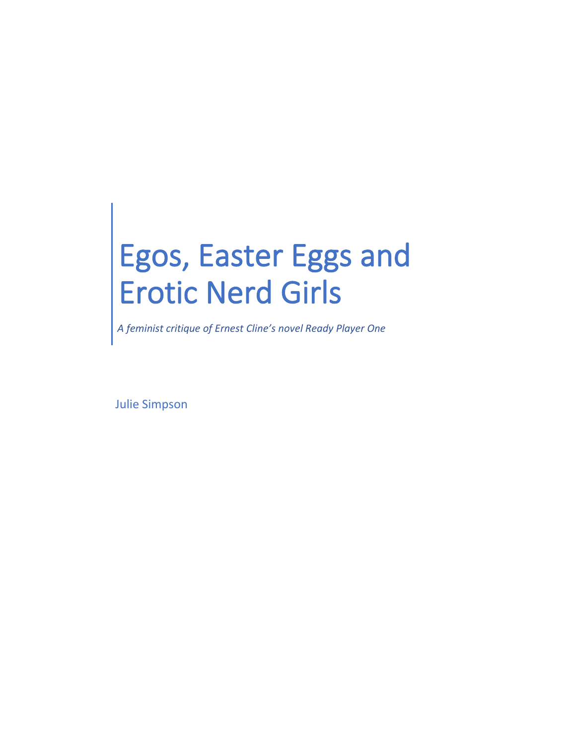# Egos, Easter Eggs and Erotic Nerd Girls

*A feminist critique of Ernest Cline's novel Ready Player One*

Julie Simpson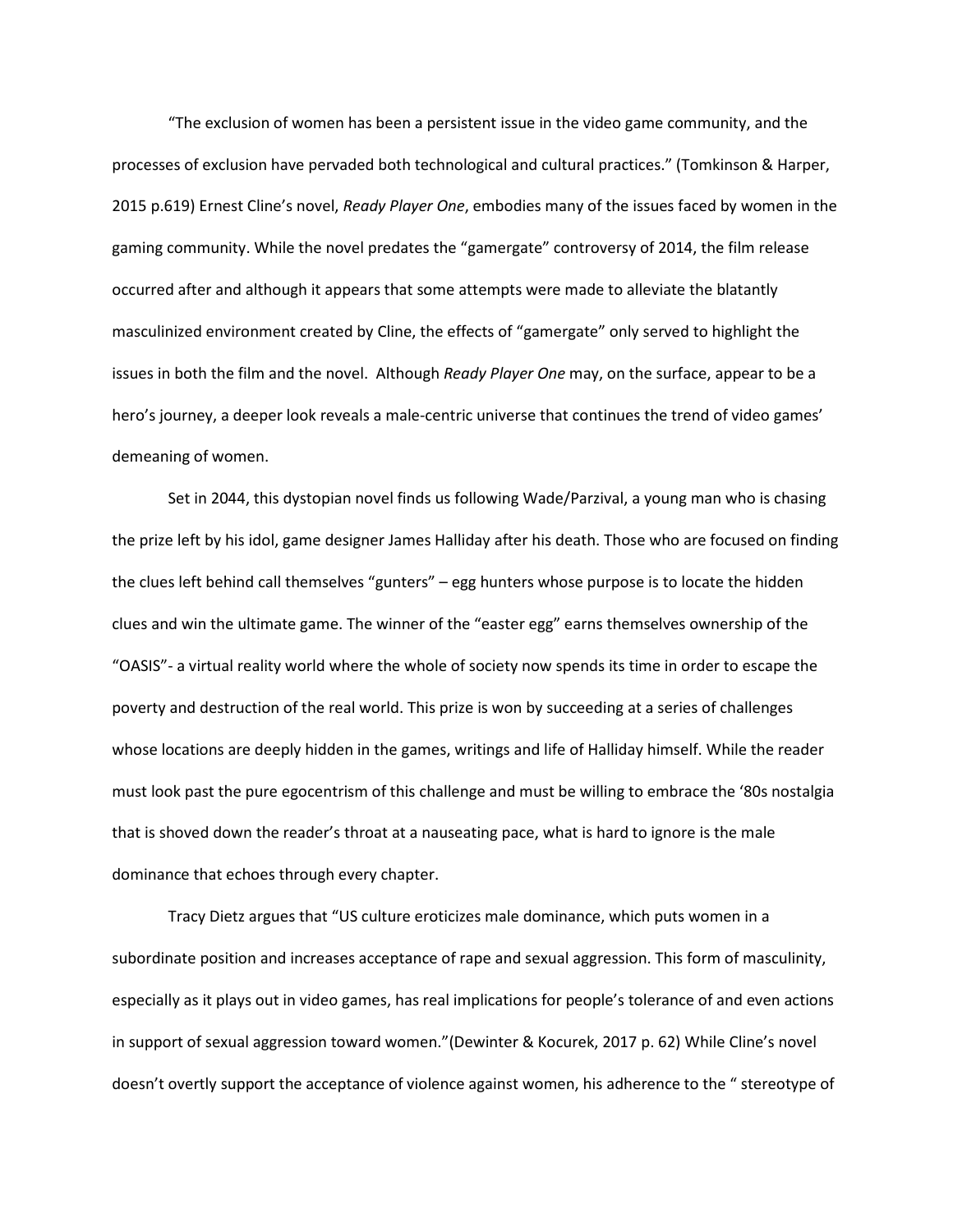"The exclusion of women has been a persistent issue in the video game community, and the processes of exclusion have pervaded both technological and cultural practices." (Tomkinson & Harper, 2015 p.619) Ernest Cline's novel, *Ready Player One*, embodies many of the issues faced by women in the gaming community. While the novel predates the "gamergate" controversy of 2014, the film release occurred after and although it appears that some attempts were made to alleviate the blatantly masculinized environment created by Cline, the effects of "gamergate" only served to highlight the issues in both the film and the novel. Although *Ready Player One* may, on the surface, appear to be a hero's journey, a deeper look reveals a male-centric universe that continues the trend of video games' demeaning of women.

Set in 2044, this dystopian novel finds us following Wade/Parzival, a young man who is chasing the prize left by his idol, game designer James Halliday after his death. Those who are focused on finding the clues left behind call themselves "gunters" – egg hunters whose purpose is to locate the hidden clues and win the ultimate game. The winner of the "easter egg" earns themselves ownership of the "OASIS"- a virtual reality world where the whole of society now spends its time in order to escape the poverty and destruction of the real world. This prize is won by succeeding at a series of challenges whose locations are deeply hidden in the games, writings and life of Halliday himself. While the reader must look past the pure egocentrism of this challenge and must be willing to embrace the '80s nostalgia that is shoved down the reader's throat at a nauseating pace, what is hard to ignore is the male dominance that echoes through every chapter.

Tracy Dietz argues that "US culture eroticizes male dominance, which puts women in a subordinate position and increases acceptance of rape and sexual aggression. This form of masculinity, especially as it plays out in video games, has real implications for people's tolerance of and even actions in support of sexual aggression toward women."(Dewinter & Kocurek, 2017 p. 62) While Cline's novel doesn't overtly support the acceptance of violence against women, his adherence to the " stereotype of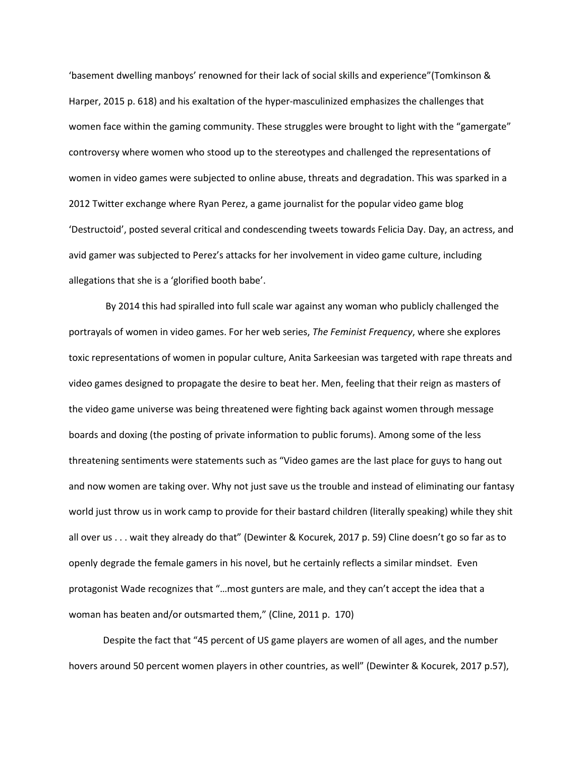'basement dwelling manboys' renowned for their lack of social skills and experience"(Tomkinson & Harper, 2015 p. 618) and his exaltation of the hyper-masculinized emphasizes the challenges that women face within the gaming community. These struggles were brought to light with the "gamergate" controversy where women who stood up to the stereotypes and challenged the representations of women in video games were subjected to online abuse, threats and degradation. This was sparked in a 2012 Twitter exchange where Ryan Perez, a game journalist for the popular video game blog 'Destructoid', posted several critical and condescending tweets towards Felicia Day. Day, an actress, and avid gamer was subjected to Perez's attacks for her involvement in video game culture, including allegations that she is a 'glorified booth babe'.

By 2014 this had spiralled into full scale war against any woman who publicly challenged the portrayals of women in video games. For her web series, *The Feminist Frequency*, where she explores toxic representations of women in popular culture, Anita Sarkeesian was targeted with rape threats and video games designed to propagate the desire to beat her. Men, feeling that their reign as masters of the video game universe was being threatened were fighting back against women through message boards and doxing (the posting of private information to public forums). Among some of the less threatening sentiments were statements such as "Video games are the last place for guys to hang out and now women are taking over. Why not just save us the trouble and instead of eliminating our fantasy world just throw us in work camp to provide for their bastard children (literally speaking) while they shit all over us . . . wait they already do that" (Dewinter & Kocurek, 2017 p. 59) Cline doesn't go so far as to openly degrade the female gamers in his novel, but he certainly reflects a similar mindset. Even protagonist Wade recognizes that "…most gunters are male, and they can't accept the idea that a woman has beaten and/or outsmarted them," (Cline, 2011 p. 170)

Despite the fact that "45 percent of US game players are women of all ages, and the number hovers around 50 percent women players in other countries, as well" (Dewinter & Kocurek, 2017 p.57),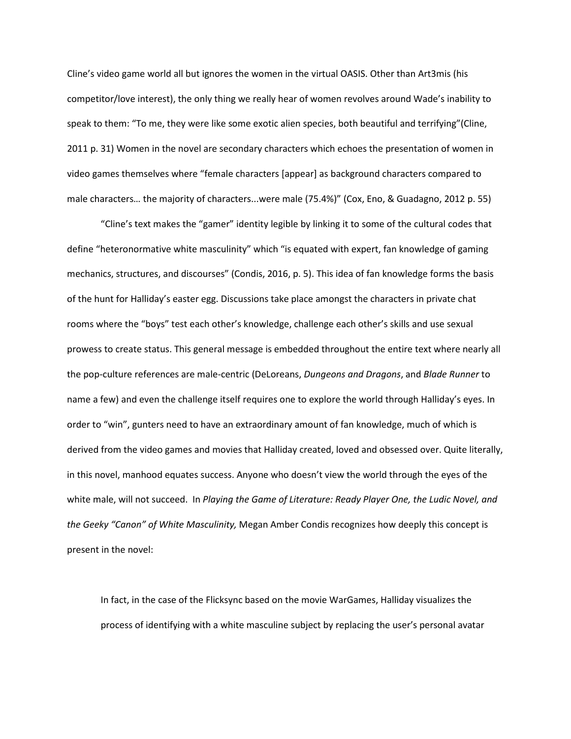Cline's video game world all but ignores the women in the virtual OASIS. Other than Art3mis (his competitor/love interest), the only thing we really hear of women revolves around Wade's inability to speak to them: "To me, they were like some exotic alien species, both beautiful and terrifying"(Cline, 2011 p. 31) Women in the novel are secondary characters which echoes the presentation of women in video games themselves where "female characters [appear] as background characters compared to male characters… the majority of characters...were male (75.4%)" (Cox, Eno, & Guadagno, 2012 p. 55)

"Cline's text makes the "gamer" identity legible by linking it to some of the cultural codes that define "heteronormative white masculinity" which "is equated with expert, fan knowledge of gaming mechanics, structures, and discourses" (Condis, 2016, p. 5). This idea of fan knowledge forms the basis of the hunt for Halliday's easter egg. Discussions take place amongst the characters in private chat rooms where the "boys" test each other's knowledge, challenge each other's skills and use sexual prowess to create status. This general message is embedded throughout the entire text where nearly all the pop-culture references are male-centric (DeLoreans, *Dungeons and Dragons*, and *Blade Runner* to name a few) and even the challenge itself requires one to explore the world through Halliday's eyes. In order to "win", gunters need to have an extraordinary amount of fan knowledge, much of which is derived from the video games and movies that Halliday created, loved and obsessed over. Quite literally, in this novel, manhood equates success. Anyone who doesn't view the world through the eyes of the white male, will not succeed. In *Playing the Game of Literature: Ready Player One, the Ludic Novel, and the Geeky "Canon" of White Masculinity,* Megan Amber Condis recognizes how deeply this concept is present in the novel:

> In fact, in the case of the Flicksync based on the movie WarGames, Halliday visualizes the process of identifying with a white masculine subject by replacing the user's personal avatar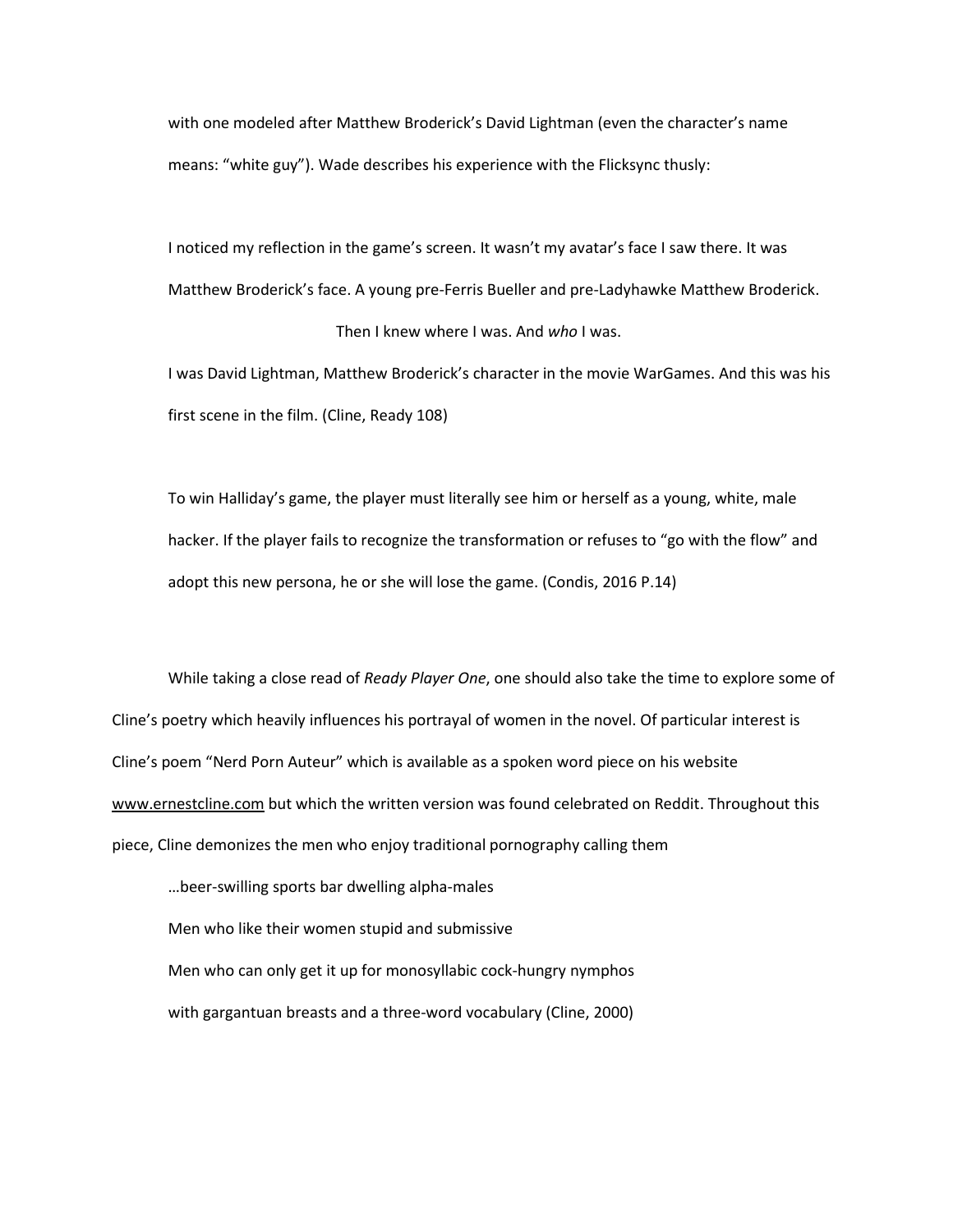with one modeled after Matthew Broderick's David Lightman (even the character's name means: "white guy"). Wade describes his experience with the Flicksync thusly:

> I noticed my reflection in the game's screen. It wasn't my avatar's face I saw there. It was Matthew Broderick's face. A young pre-Ferris Bueller and pre-Ladyhawke Matthew Broderick.
>
> Then I knew where I was. And *who* I was.
>
> I was David Lightman, Matthew Broderick's character in the movie WarGames. And this was his first scene in the film. (Cline, Ready 108)

> To win Halliday's game, the player must literally see him or herself as a young, white, male hacker. If the player fails to recognize the transformation or refuses to "go with the flow" and adopt this new persona, he or she will lose the game. (Condis, 2016 P.14)

While taking a close read of *Ready Player One*, one should also take the time to explore some of Cline's poetry which heavily influences his portrayal of women in the novel. Of particular interest is Cline's poem "Nerd Porn Auteur" which is available as a spoken word piece on his website www.ernestcline.com but which the written version was found celebrated on Reddit. Throughout this piece, Cline demonizes the men who enjoy traditional pornography calling them

> …beer-swilling sports bar dwelling alpha-males
>
> Men who like their women stupid and submissive
>
> Men who can only get it up for monosyllabic cock-hungry nymphos
>
> with gargantuan breasts and a three-word vocabulary (Cline, 2000)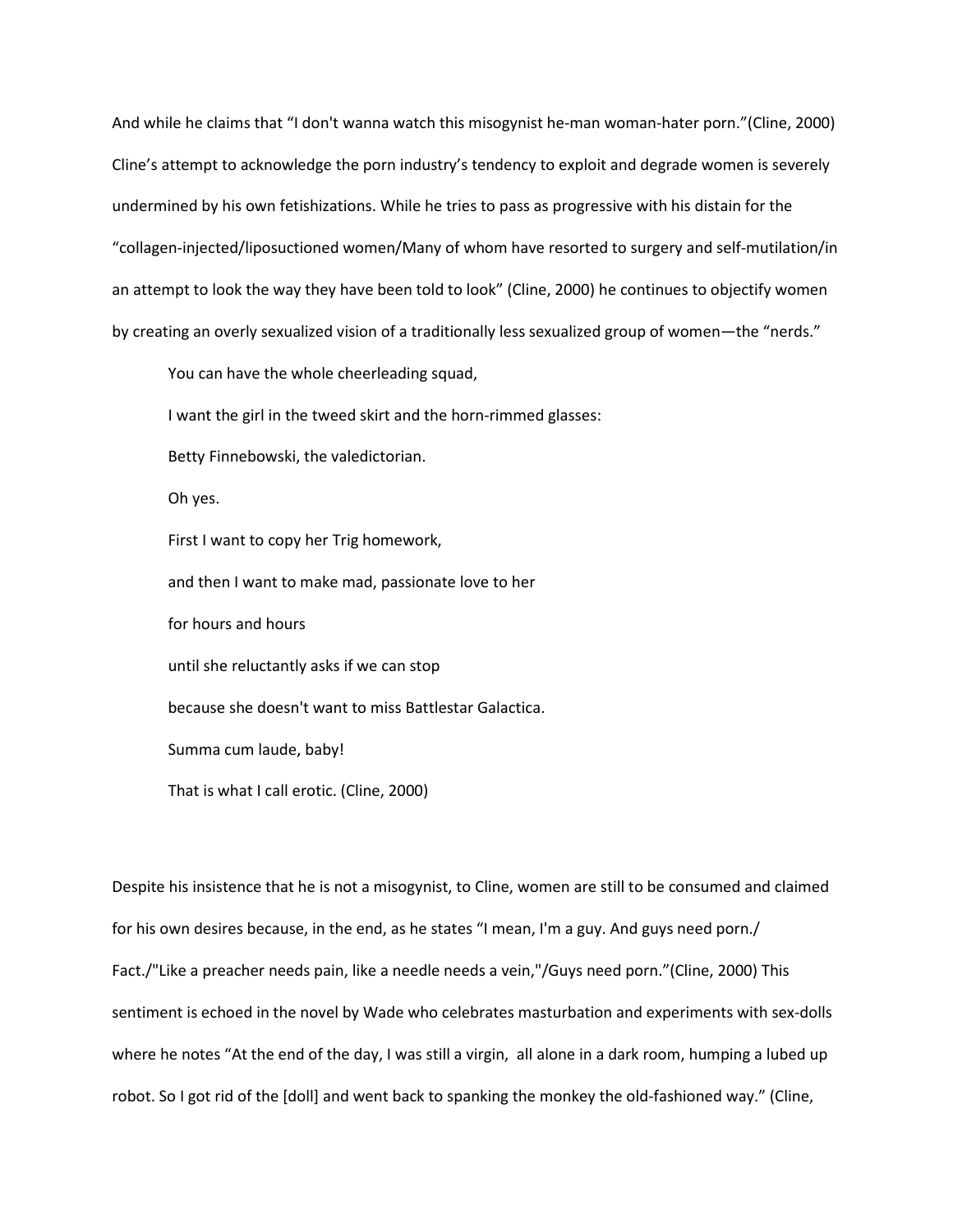And while he claims that "I don't wanna watch this misogynist he-man woman-hater porn."(Cline, 2000) Cline's attempt to acknowledge the porn industry's tendency to exploit and degrade women is severely undermined by his own fetishizations. While he tries to pass as progressive with his distain for the "collagen-injected/liposuctioned women/Many of whom have resorted to surgery and self-mutilation/in an attempt to look the way they have been told to look" (Cline, 2000) he continues to objectify women by creating an overly sexualized vision of a traditionally less sexualized group of women—the "nerds."

> You can have the whole cheerleading squad,
>
> I want the girl in the tweed skirt and the horn-rimmed glasses:
>
> Betty Finnebowski, the valedictorian.
>
> Oh yes.
>
> First I want to copy her Trig homework,
>
> and then I want to make mad, passionate love to her
>
> for hours and hours
>
> until she reluctantly asks if we can stop
>
> because she doesn't want to miss Battlestar Galactica.
>
> Summa cum laude, baby!
>
> That is what I call erotic. (Cline, 2000)

Despite his insistence that he is not a misogynist, to Cline, women are still to be consumed and claimed for his own desires because, in the end, as he states "I mean, I'm a guy. And guys need porn./ Fact./"Like a preacher needs pain, like a needle needs a vein,"/Guys need porn."(Cline, 2000) This sentiment is echoed in the novel by Wade who celebrates masturbation and experiments with sex-dolls where he notes "At the end of the day, I was still a virgin, all alone in a dark room, humping a lubed up robot. So I got rid of the [doll] and went back to spanking the monkey the old-fashioned way." (Cline,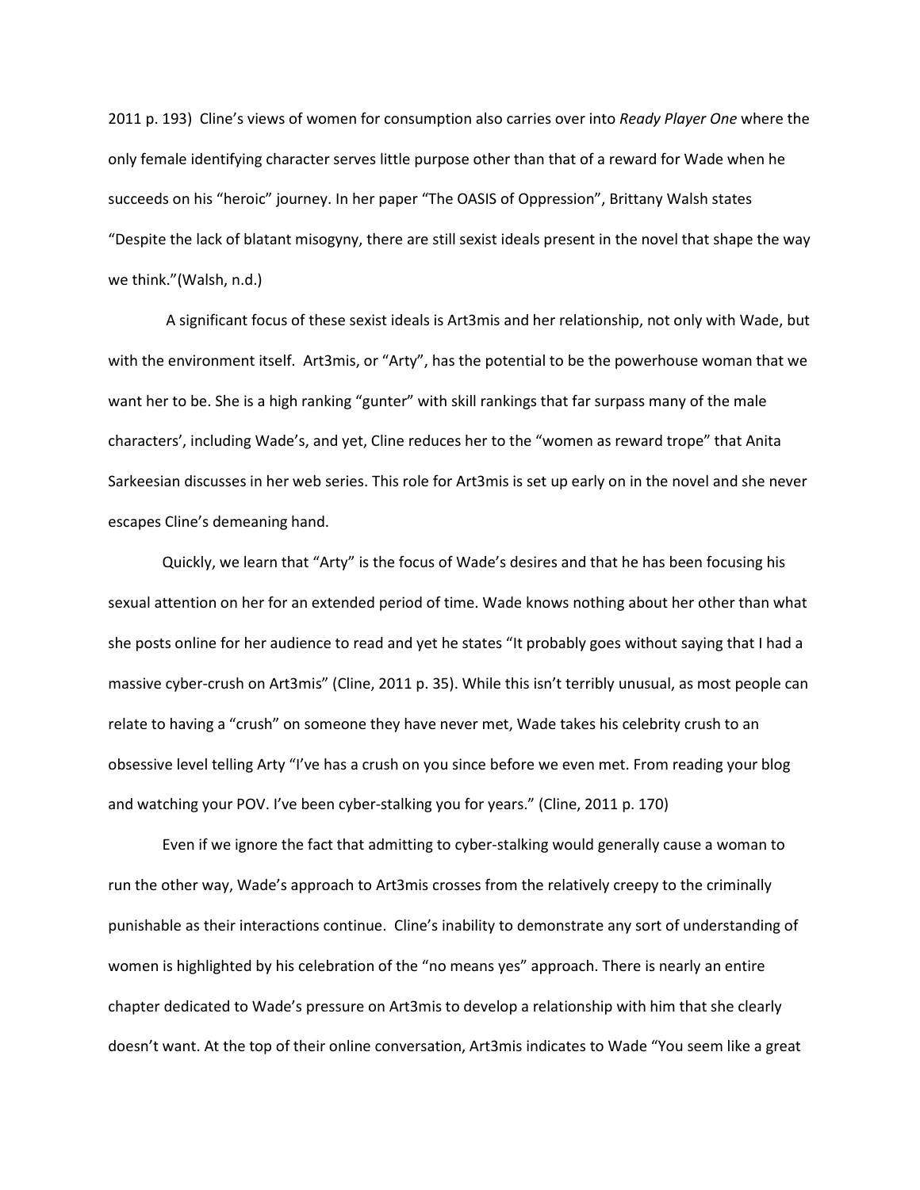2011 p. 193) Cline's views of women for consumption also carries over into *Ready Player One* where the only female identifying character serves little purpose other than that of a reward for Wade when he succeeds on his "heroic" journey. In her paper "The OASIS of Oppression", Brittany Walsh states "Despite the lack of blatant misogyny, there are still sexist ideals present in the novel that shape the way we think."(Walsh, n.d.)

A significant focus of these sexist ideals is Art3mis and her relationship, not only with Wade, but with the environment itself. Art3mis, or "Arty", has the potential to be the powerhouse woman that we want her to be. She is a high ranking "gunter" with skill rankings that far surpass many of the male characters', including Wade's, and yet, Cline reduces her to the "women as reward trope" that Anita Sarkeesian discusses in her web series. This role for Art3mis is set up early on in the novel and she never escapes Cline's demeaning hand.

Quickly, we learn that "Arty" is the focus of Wade's desires and that he has been focusing his sexual attention on her for an extended period of time. Wade knows nothing about her other than what she posts online for her audience to read and yet he states "It probably goes without saying that I had a massive cyber-crush on Art3mis" (Cline, 2011 p. 35). While this isn't terribly unusual, as most people can relate to having a "crush" on someone they have never met, Wade takes his celebrity crush to an obsessive level telling Arty "I've has a crush on you since before we even met. From reading your blog and watching your POV. I've been cyber-stalking you for years." (Cline, 2011 p. 170)

Even if we ignore the fact that admitting to cyber-stalking would generally cause a woman to run the other way, Wade's approach to Art3mis crosses from the relatively creepy to the criminally punishable as their interactions continue. Cline's inability to demonstrate any sort of understanding of women is highlighted by his celebration of the "no means yes" approach. There is nearly an entire chapter dedicated to Wade's pressure on Art3mis to develop a relationship with him that she clearly doesn't want. At the top of their online conversation, Art3mis indicates to Wade "You seem like a great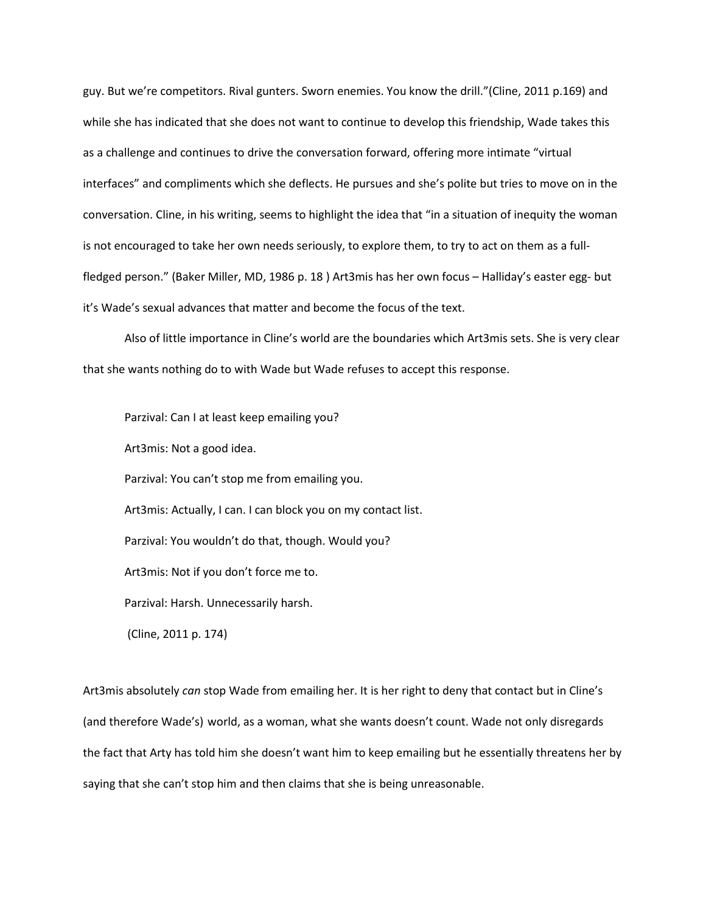guy. But we're competitors. Rival gunters. Sworn enemies. You know the drill."(Cline, 2011 p.169) and while she has indicated that she does not want to continue to develop this friendship, Wade takes this as a challenge and continues to drive the conversation forward, offering more intimate "virtual interfaces" and compliments which she deflects. He pursues and she's polite but tries to move on in the conversation. Cline, in his writing, seems to highlight the idea that "in a situation of inequity the woman is not encouraged to take her own needs seriously, to explore them, to try to act on them as a full-fledged person." (Baker Miller, MD, 1986 p. 18 ) Art3mis has her own focus – Halliday's easter egg- but it's Wade's sexual advances that matter and become the focus of the text.

Also of little importance in Cline's world are the boundaries which Art3mis sets. She is very clear that she wants nothing do to with Wade but Wade refuses to accept this response.

> Parzival: Can I at least keep emailing you?
>
> Art3mis: Not a good idea.
>
> Parzival: You can't stop me from emailing you.
>
> Art3mis: Actually, I can. I can block you on my contact list.
>
> Parzival: You wouldn't do that, though. Would you?
>
> Art3mis: Not if you don't force me to.
>
> Parzival: Harsh. Unnecessarily harsh.
>
> (Cline, 2011 p. 174)

Art3mis absolutely *can* stop Wade from emailing her. It is her right to deny that contact but in Cline's (and therefore Wade's) world, as a woman, what she wants doesn't count. Wade not only disregards the fact that Arty has told him she doesn't want him to keep emailing but he essentially threatens her by saying that she can't stop him and then claims that she is being unreasonable.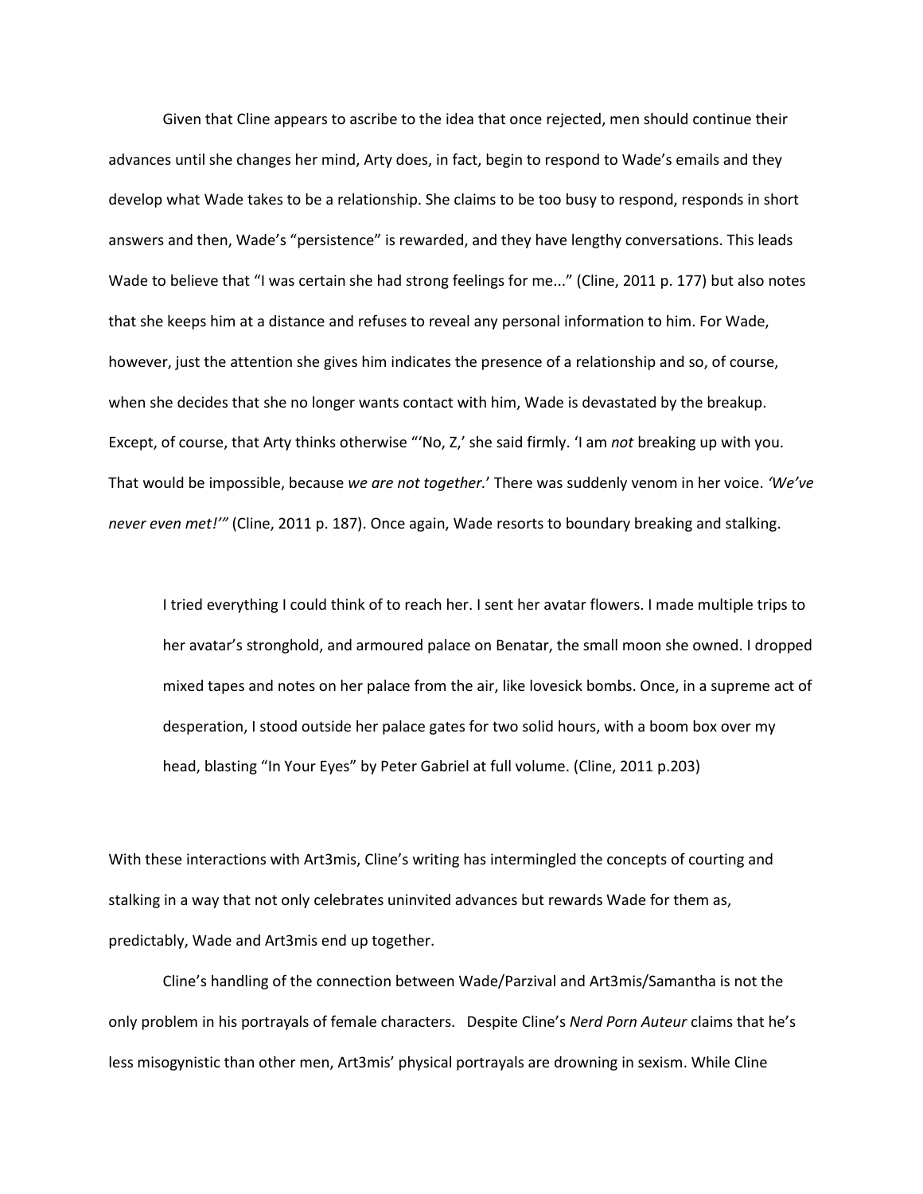Given that Cline appears to ascribe to the idea that once rejected, men should continue their advances until she changes her mind, Arty does, in fact, begin to respond to Wade's emails and they develop what Wade takes to be a relationship. She claims to be too busy to respond, responds in short answers and then, Wade's "persistence" is rewarded, and they have lengthy conversations. This leads Wade to believe that "I was certain she had strong feelings for me..." (Cline, 2011 p. 177) but also notes that she keeps him at a distance and refuses to reveal any personal information to him. For Wade, however, just the attention she gives him indicates the presence of a relationship and so, of course, when she decides that she no longer wants contact with him, Wade is devastated by the breakup. Except, of course, that Arty thinks otherwise "'No, Z,' she said firmly. 'I am *not* breaking up with you. That would be impossible, because *we are not together.*' There was suddenly venom in her voice. *'We've never even met!'"* (Cline, 2011 p. 187). Once again, Wade resorts to boundary breaking and stalking.

> I tried everything I could think of to reach her. I sent her avatar flowers. I made multiple trips to her avatar's stronghold, and armoured palace on Benatar, the small moon she owned. I dropped mixed tapes and notes on her palace from the air, like lovesick bombs. Once, in a supreme act of desperation, I stood outside her palace gates for two solid hours, with a boom box over my head, blasting "In Your Eyes" by Peter Gabriel at full volume. (Cline, 2011 p.203)

With these interactions with Art3mis, Cline's writing has intermingled the concepts of courting and stalking in a way that not only celebrates uninvited advances but rewards Wade for them as, predictably, Wade and Art3mis end up together.

Cline's handling of the connection between Wade/Parzival and Art3mis/Samantha is not the only problem in his portrayals of female characters. Despite Cline's *Nerd Porn Auteur* claims that he's less misogynistic than other men, Art3mis' physical portrayals are drowning in sexism. While Cline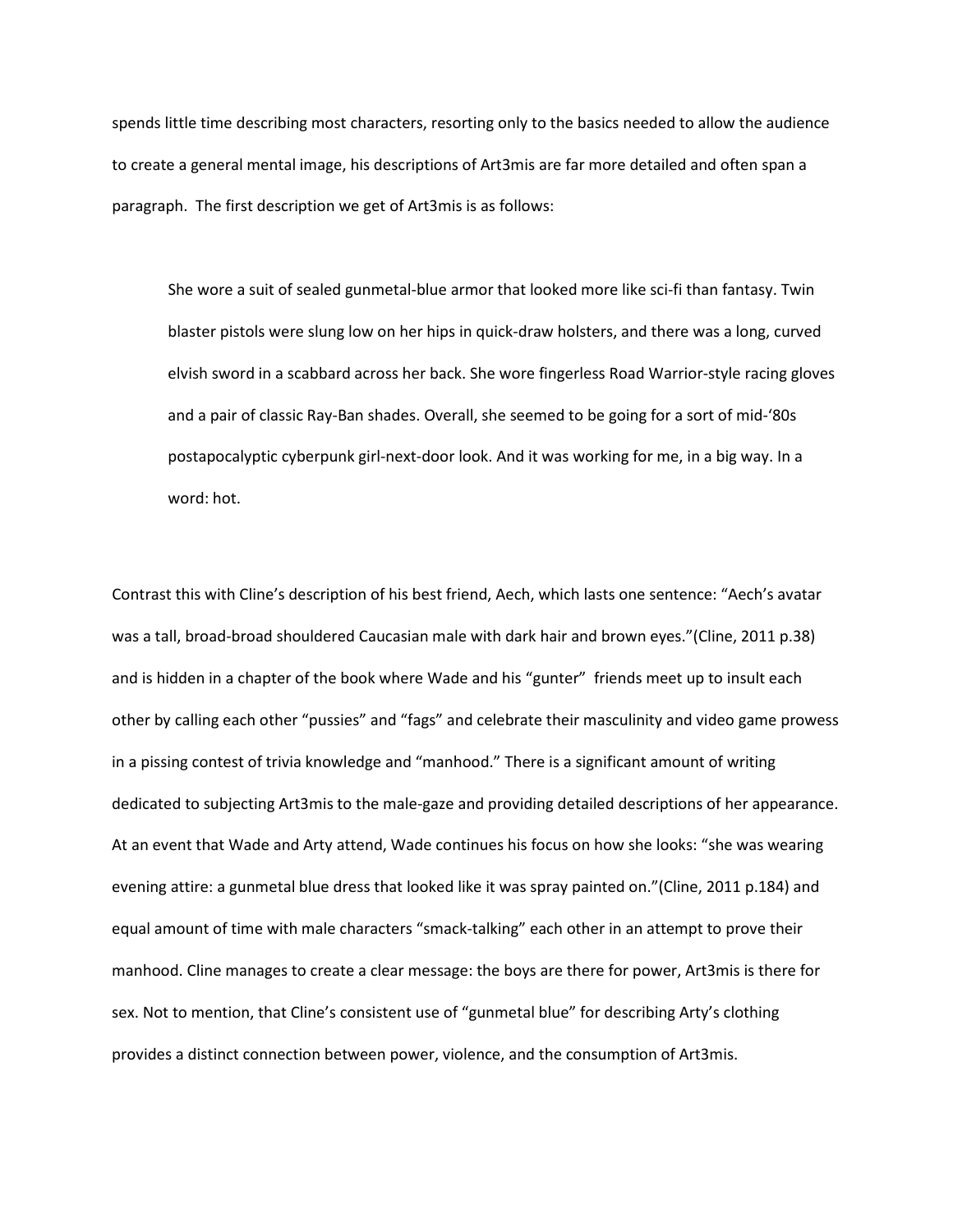spends little time describing most characters, resorting only to the basics needed to allow the audience to create a general mental image, his descriptions of Art3mis are far more detailed and often span a paragraph. The first description we get of Art3mis is as follows:

> She wore a suit of sealed gunmetal-blue armor that looked more like sci-fi than fantasy. Twin blaster pistols were slung low on her hips in quick-draw holsters, and there was a long, curved elvish sword in a scabbard across her back. She wore fingerless Road Warrior-style racing gloves and a pair of classic Ray-Ban shades. Overall, she seemed to be going for a sort of mid-'80s postapocalyptic cyberpunk girl-next-door look. And it was working for me, in a big way. In a word: hot.

Contrast this with Cline's description of his best friend, Aech, which lasts one sentence: "Aech's avatar was a tall, broad-broad shouldered Caucasian male with dark hair and brown eyes."(Cline, 2011 p.38) and is hidden in a chapter of the book where Wade and his "gunter" friends meet up to insult each other by calling each other "pussies" and "fags" and celebrate their masculinity and video game prowess in a pissing contest of trivia knowledge and "manhood." There is a significant amount of writing dedicated to subjecting Art3mis to the male-gaze and providing detailed descriptions of her appearance. At an event that Wade and Arty attend, Wade continues his focus on how she looks: "she was wearing evening attire: a gunmetal blue dress that looked like it was spray painted on."(Cline, 2011 p.184) and equal amount of time with male characters "smack-talking" each other in an attempt to prove their manhood. Cline manages to create a clear message: the boys are there for power, Art3mis is there for sex. Not to mention, that Cline's consistent use of "gunmetal blue" for describing Arty's clothing provides a distinct connection between power, violence, and the consumption of Art3mis.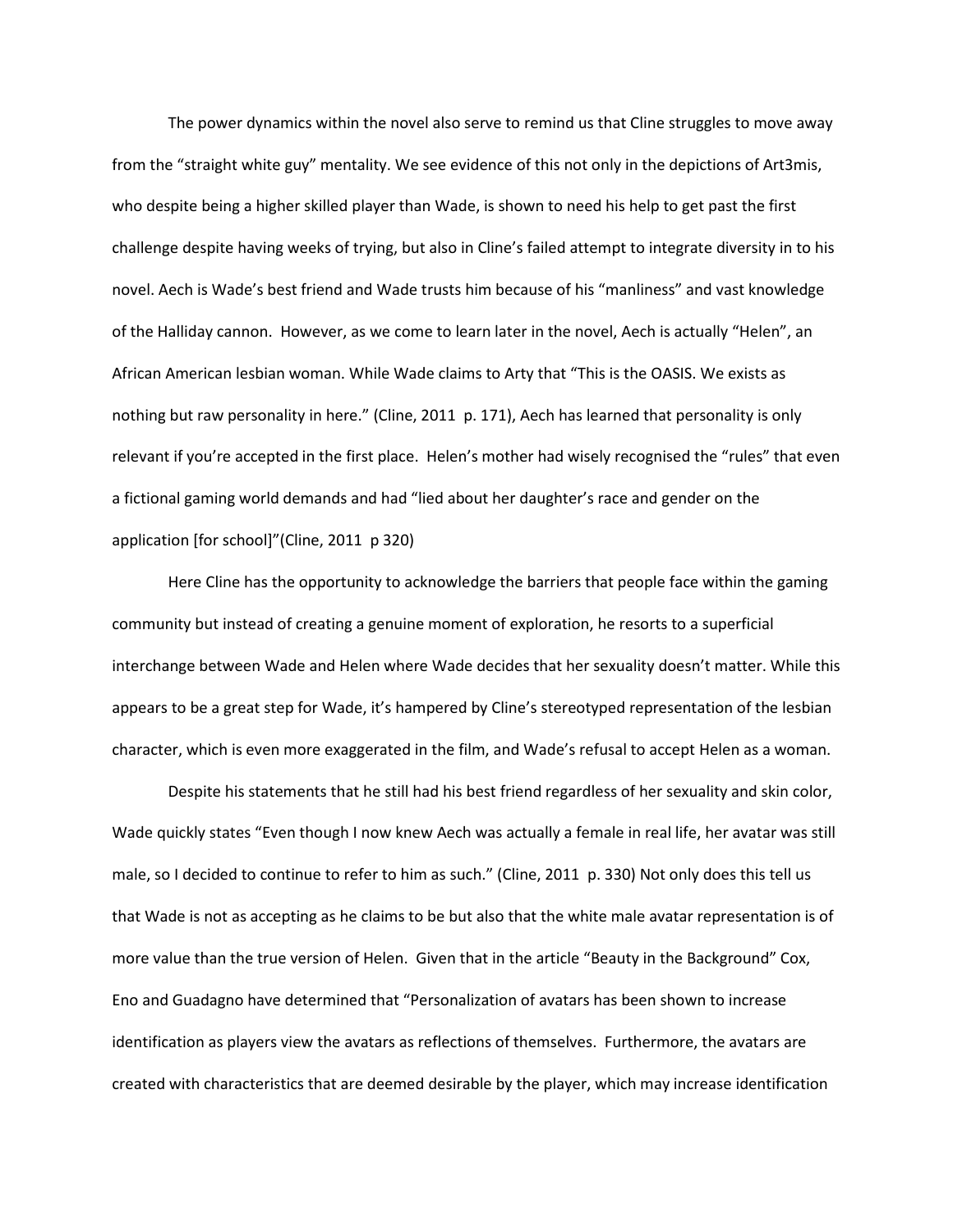The power dynamics within the novel also serve to remind us that Cline struggles to move away from the "straight white guy" mentality. We see evidence of this not only in the depictions of Art3mis, who despite being a higher skilled player than Wade, is shown to need his help to get past the first challenge despite having weeks of trying, but also in Cline's failed attempt to integrate diversity in to his novel. Aech is Wade's best friend and Wade trusts him because of his "manliness" and vast knowledge of the Halliday cannon. However, as we come to learn later in the novel, Aech is actually "Helen", an African American lesbian woman. While Wade claims to Arty that "This is the OASIS. We exists as nothing but raw personality in here." (Cline, 2011 p. 171), Aech has learned that personality is only relevant if you're accepted in the first place. Helen's mother had wisely recognised the "rules" that even a fictional gaming world demands and had "lied about her daughter's race and gender on the application [for school]"(Cline, 2011 p 320)

Here Cline has the opportunity to acknowledge the barriers that people face within the gaming community but instead of creating a genuine moment of exploration, he resorts to a superficial interchange between Wade and Helen where Wade decides that her sexuality doesn't matter. While this appears to be a great step for Wade, it's hampered by Cline's stereotyped representation of the lesbian character, which is even more exaggerated in the film, and Wade's refusal to accept Helen as a woman.

Despite his statements that he still had his best friend regardless of her sexuality and skin color, Wade quickly states "Even though I now knew Aech was actually a female in real life, her avatar was still male, so I decided to continue to refer to him as such." (Cline, 2011 p. 330) Not only does this tell us that Wade is not as accepting as he claims to be but also that the white male avatar representation is of more value than the true version of Helen. Given that in the article "Beauty in the Background" Cox, Eno and Guadagno have determined that "Personalization of avatars has been shown to increase identification as players view the avatars as reflections of themselves. Furthermore, the avatars are created with characteristics that are deemed desirable by the player, which may increase identification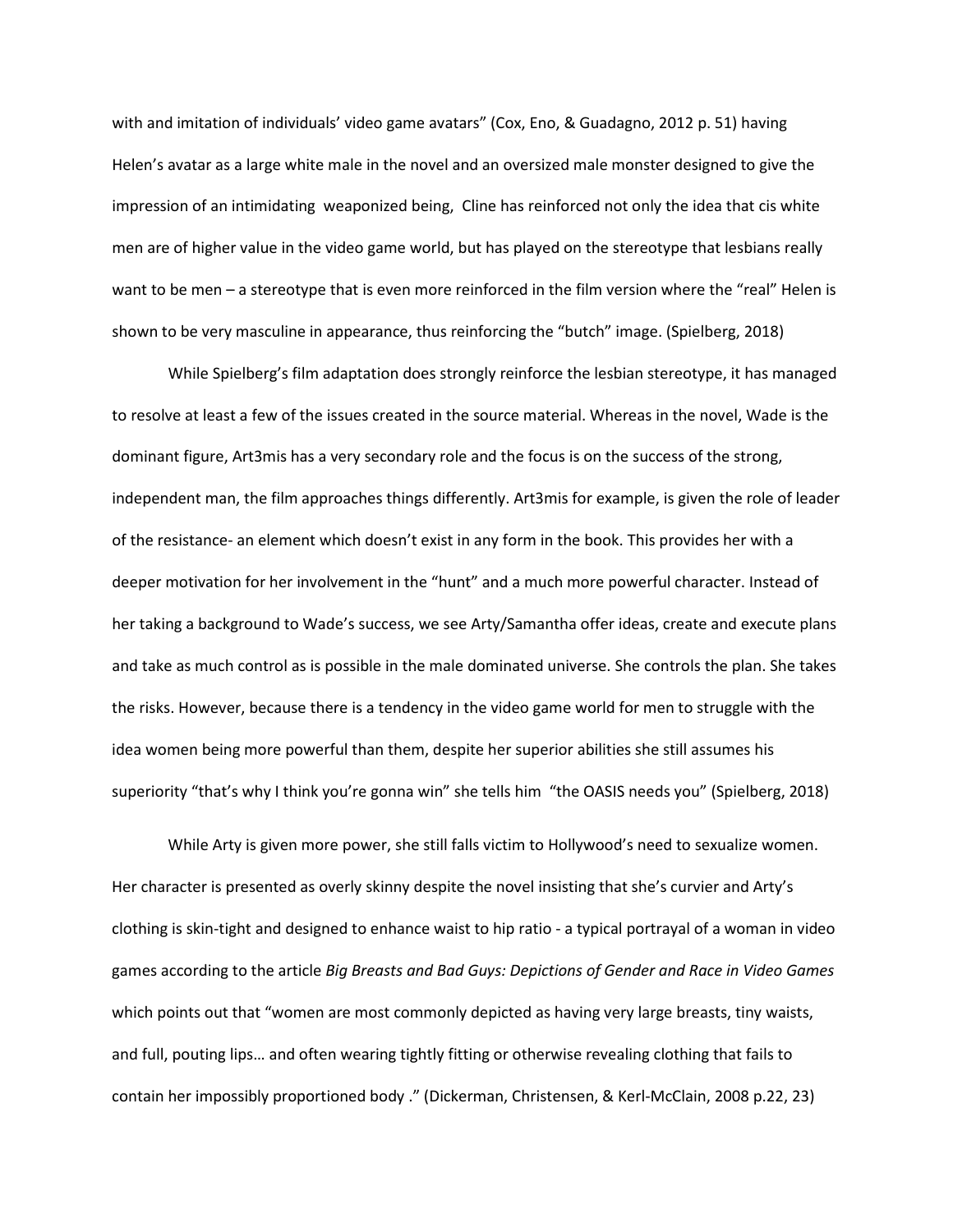with and imitation of individuals' video game avatars" (Cox, Eno, & Guadagno, 2012 p. 51) having Helen's avatar as a large white male in the novel and an oversized male monster designed to give the impression of an intimidating weaponized being, Cline has reinforced not only the idea that cis white men are of higher value in the video game world, but has played on the stereotype that lesbians really want to be men – a stereotype that is even more reinforced in the film version where the "real" Helen is shown to be very masculine in appearance, thus reinforcing the "butch" image. (Spielberg, 2018)

While Spielberg's film adaptation does strongly reinforce the lesbian stereotype, it has managed to resolve at least a few of the issues created in the source material. Whereas in the novel, Wade is the dominant figure, Art3mis has a very secondary role and the focus is on the success of the strong, independent man, the film approaches things differently. Art3mis for example, is given the role of leader of the resistance- an element which doesn't exist in any form in the book. This provides her with a deeper motivation for her involvement in the "hunt" and a much more powerful character. Instead of her taking a background to Wade's success, we see Arty/Samantha offer ideas, create and execute plans and take as much control as is possible in the male dominated universe. She controls the plan. She takes the risks. However, because there is a tendency in the video game world for men to struggle with the idea women being more powerful than them, despite her superior abilities she still assumes his superiority "that's why I think you're gonna win" she tells him "the OASIS needs you" (Spielberg, 2018)

While Arty is given more power, she still falls victim to Hollywood's need to sexualize women. Her character is presented as overly skinny despite the novel insisting that she's curvier and Arty's clothing is skin-tight and designed to enhance waist to hip ratio - a typical portrayal of a woman in video games according to the article *Big Breasts and Bad Guys: Depictions of Gender and Race in Video Games* which points out that "women are most commonly depicted as having very large breasts, tiny waists, and full, pouting lips… and often wearing tightly fitting or otherwise revealing clothing that fails to contain her impossibly proportioned body ." (Dickerman, Christensen, & Kerl-McClain, 2008 p.22, 23)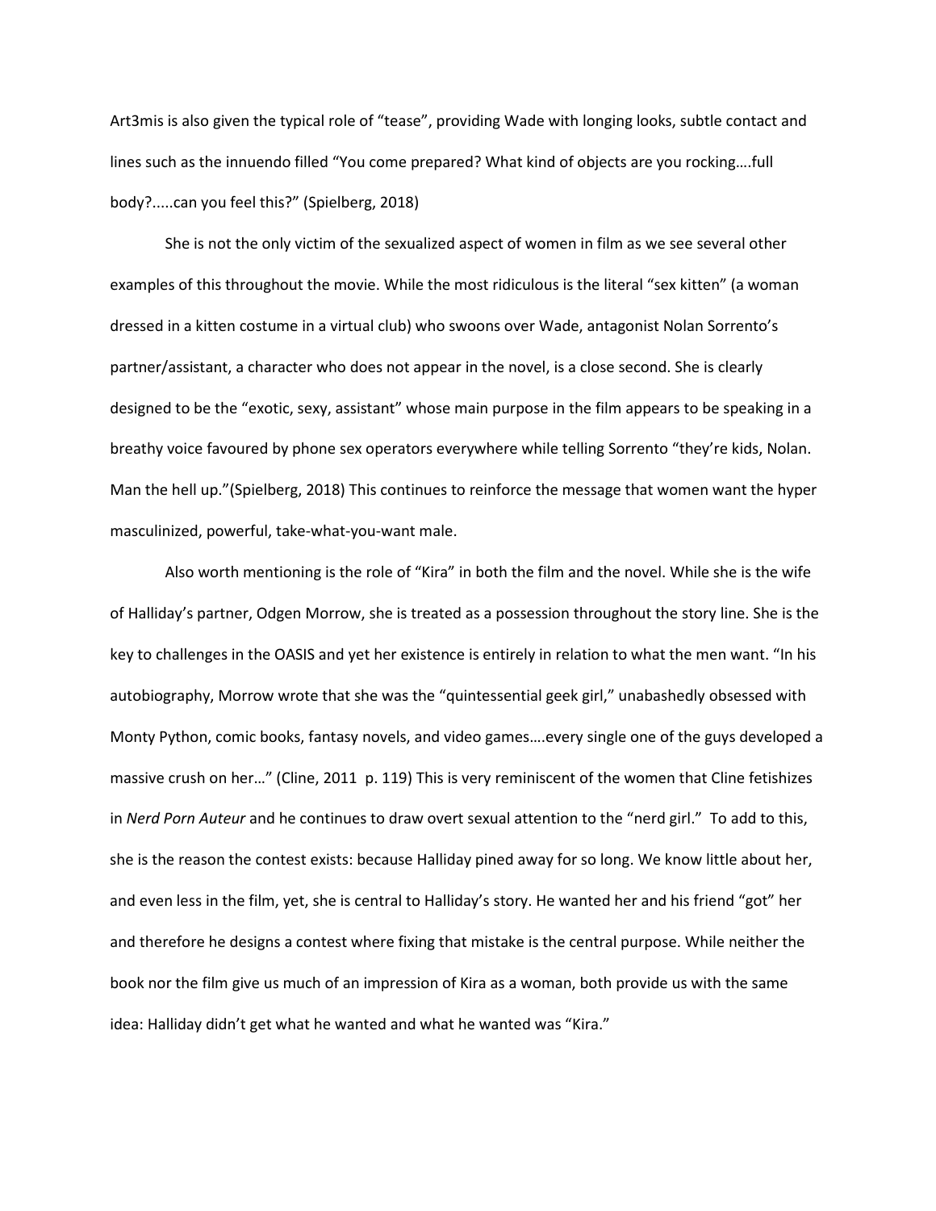Art3mis is also given the typical role of "tease", providing Wade with longing looks, subtle contact and lines such as the innuendo filled "You come prepared? What kind of objects are you rocking….full body?.....can you feel this?" (Spielberg, 2018)

She is not the only victim of the sexualized aspect of women in film as we see several other examples of this throughout the movie. While the most ridiculous is the literal "sex kitten" (a woman dressed in a kitten costume in a virtual club) who swoons over Wade, antagonist Nolan Sorrento's partner/assistant, a character who does not appear in the novel, is a close second. She is clearly designed to be the "exotic, sexy, assistant" whose main purpose in the film appears to be speaking in a breathy voice favoured by phone sex operators everywhere while telling Sorrento "they're kids, Nolan. Man the hell up."(Spielberg, 2018) This continues to reinforce the message that women want the hyper masculinized, powerful, take-what-you-want male.

Also worth mentioning is the role of "Kira" in both the film and the novel. While she is the wife of Halliday's partner, Odgen Morrow, she is treated as a possession throughout the story line. She is the key to challenges in the OASIS and yet her existence is entirely in relation to what the men want. "In his autobiography, Morrow wrote that she was the "quintessential geek girl," unabashedly obsessed with Monty Python, comic books, fantasy novels, and video games….every single one of the guys developed a massive crush on her…" (Cline, 2011 p. 119) This is very reminiscent of the women that Cline fetishizes in *Nerd Porn Auteur* and he continues to draw overt sexual attention to the "nerd girl." To add to this, she is the reason the contest exists: because Halliday pined away for so long. We know little about her, and even less in the film, yet, she is central to Halliday's story. He wanted her and his friend "got" her and therefore he designs a contest where fixing that mistake is the central purpose. While neither the book nor the film give us much of an impression of Kira as a woman, both provide us with the same idea: Halliday didn't get what he wanted and what he wanted was "Kira."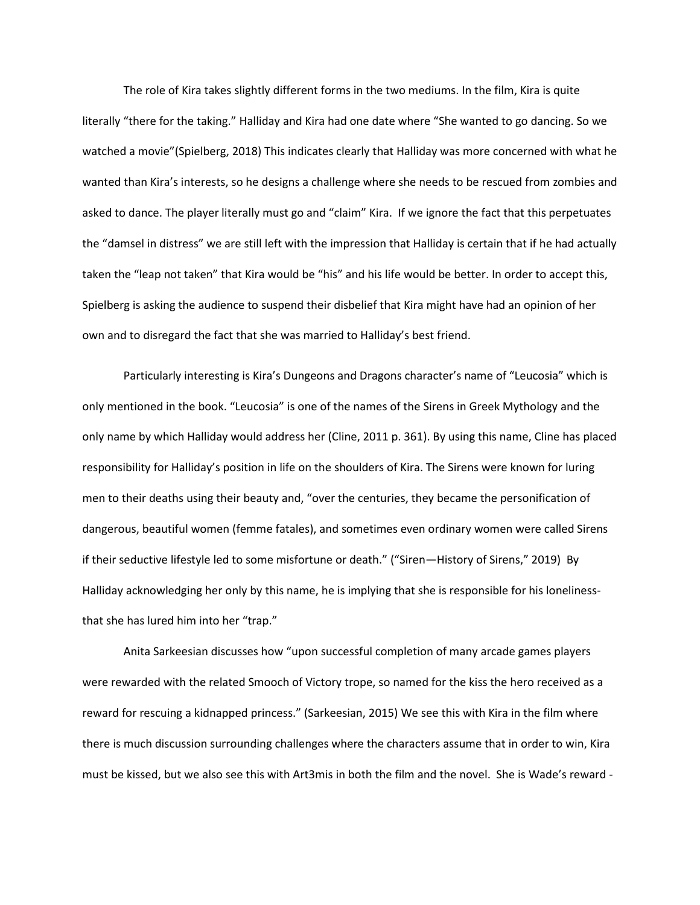The role of Kira takes slightly different forms in the two mediums. In the film, Kira is quite literally “there for the taking.” Halliday and Kira had one date where “She wanted to go dancing. So we watched a movie”(Spielberg, 2018) This indicates clearly that Halliday was more concerned with what he wanted than Kira’s interests, so he designs a challenge where she needs to be rescued from zombies and asked to dance. The player literally must go and “claim” Kira. If we ignore the fact that this perpetuates the “damsel in distress” we are still left with the impression that Halliday is certain that if he had actually taken the “leap not taken” that Kira would be “his” and his life would be better. In order to accept this, Spielberg is asking the audience to suspend their disbelief that Kira might have had an opinion of her own and to disregard the fact that she was married to Halliday’s best friend.

Particularly interesting is Kira’s Dungeons and Dragons character’s name of “Leucosia” which is only mentioned in the book. “Leucosia” is one of the names of the Sirens in Greek Mythology and the only name by which Halliday would address her (Cline, 2011 p. 361). By using this name, Cline has placed responsibility for Halliday’s position in life on the shoulders of Kira. The Sirens were known for luring men to their deaths using their beauty and, “over the centuries, they became the personification of dangerous, beautiful women (femme fatales), and sometimes even ordinary women were called Sirens if their seductive lifestyle led to some misfortune or death.” (“Siren—History of Sirens,” 2019) By Halliday acknowledging her only by this name, he is implying that she is responsible for his loneliness- that she has lured him into her “trap.”

Anita Sarkeesian discusses how “upon successful completion of many arcade games players were rewarded with the related Smooch of Victory trope, so named for the kiss the hero received as a reward for rescuing a kidnapped princess.” (Sarkeesian, 2015) We see this with Kira in the film where there is much discussion surrounding challenges where the characters assume that in order to win, Kira must be kissed, but we also see this with Art3mis in both the film and the novel. She is Wade’s reward -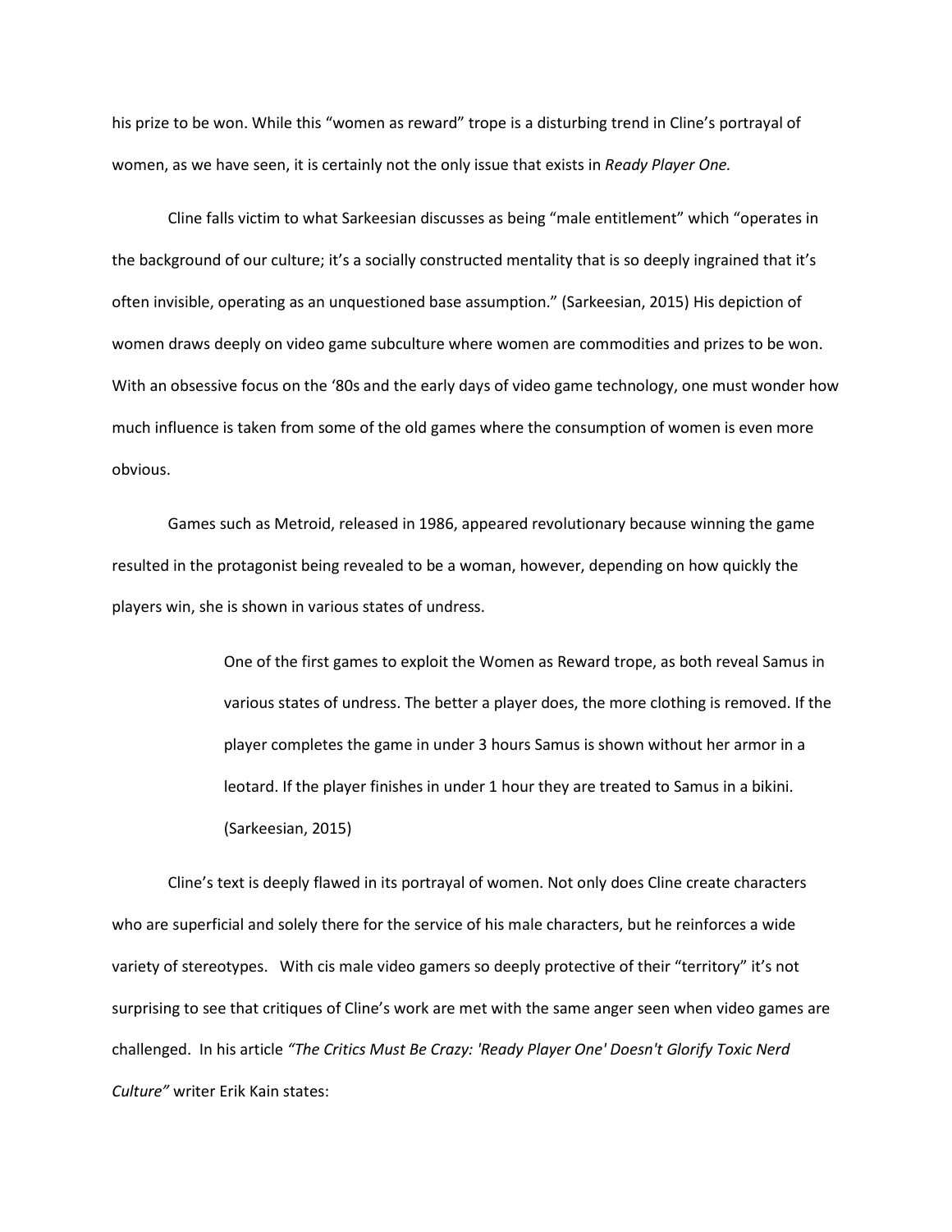his prize to be won. While this "women as reward" trope is a disturbing trend in Cline's portrayal of women, as we have seen, it is certainly not the only issue that exists in *Ready Player One.*

Cline falls victim to what Sarkeesian discusses as being "male entitlement" which "operates in the background of our culture; it's a socially constructed mentality that is so deeply ingrained that it's often invisible, operating as an unquestioned base assumption." (Sarkeesian, 2015) His depiction of women draws deeply on video game subculture where women are commodities and prizes to be won. With an obsessive focus on the '80s and the early days of video game technology, one must wonder how much influence is taken from some of the old games where the consumption of women is even more obvious.

Games such as Metroid, released in 1986, appeared revolutionary because winning the game resulted in the protagonist being revealed to be a woman, however, depending on how quickly the players win, she is shown in various states of undress.

> One of the first games to exploit the Women as Reward trope, as both reveal Samus in various states of undress. The better a player does, the more clothing is removed. If the player completes the game in under 3 hours Samus is shown without her armor in a leotard. If the player finishes in under 1 hour they are treated to Samus in a bikini. (Sarkeesian, 2015)

Cline's text is deeply flawed in its portrayal of women. Not only does Cline create characters who are superficial and solely there for the service of his male characters, but he reinforces a wide variety of stereotypes. With cis male video gamers so deeply protective of their "territory" it's not surprising to see that critiques of Cline's work are met with the same anger seen when video games are challenged. In his article *"The Critics Must Be Crazy: 'Ready Player One' Doesn't Glorify Toxic Nerd Culture"* writer Erik Kain states: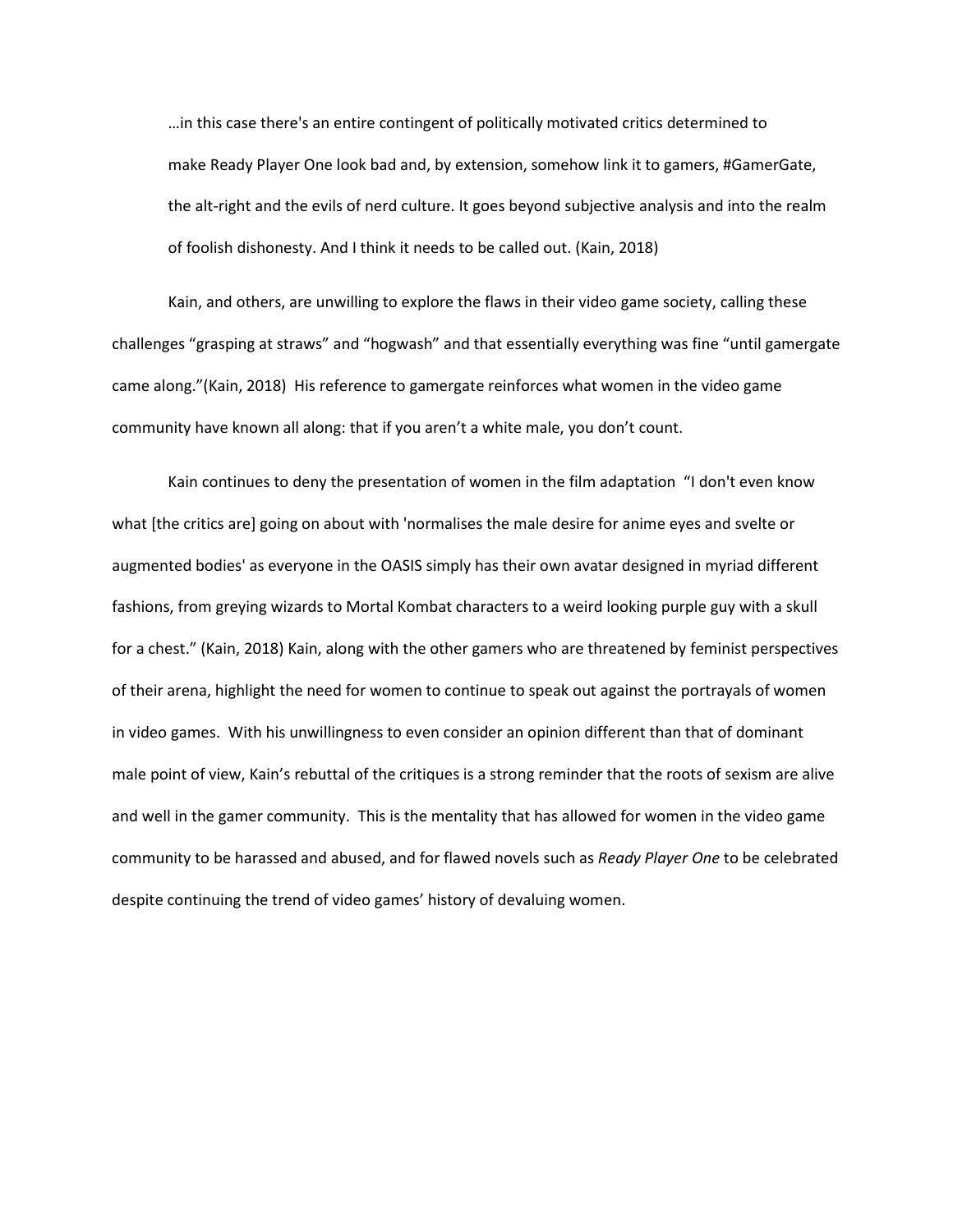> …in this case there's an entire contingent of politically motivated critics determined to make Ready Player One look bad and, by extension, somehow link it to gamers, #GamerGate, the alt-right and the evils of nerd culture. It goes beyond subjective analysis and into the realm of foolish dishonesty. And I think it needs to be called out. (Kain, 2018)

Kain, and others, are unwilling to explore the flaws in their video game society, calling these challenges "grasping at straws" and "hogwash" and that essentially everything was fine "until gamergate came along."(Kain, 2018) His reference to gamergate reinforces what women in the video game community have known all along: that if you aren't a white male, you don't count.

Kain continues to deny the presentation of women in the film adaptation "I don't even know what [the critics are] going on about with 'normalises the male desire for anime eyes and svelte or augmented bodies' as everyone in the OASIS simply has their own avatar designed in myriad different fashions, from greying wizards to Mortal Kombat characters to a weird looking purple guy with a skull for a chest." (Kain, 2018) Kain, along with the other gamers who are threatened by feminist perspectives of their arena, highlight the need for women to continue to speak out against the portrayals of women in video games. With his unwillingness to even consider an opinion different than that of dominant male point of view, Kain's rebuttal of the critiques is a strong reminder that the roots of sexism are alive and well in the gamer community. This is the mentality that has allowed for women in the video game community to be harassed and abused, and for flawed novels such as *Ready Player One* to be celebrated despite continuing the trend of video games' history of devaluing women.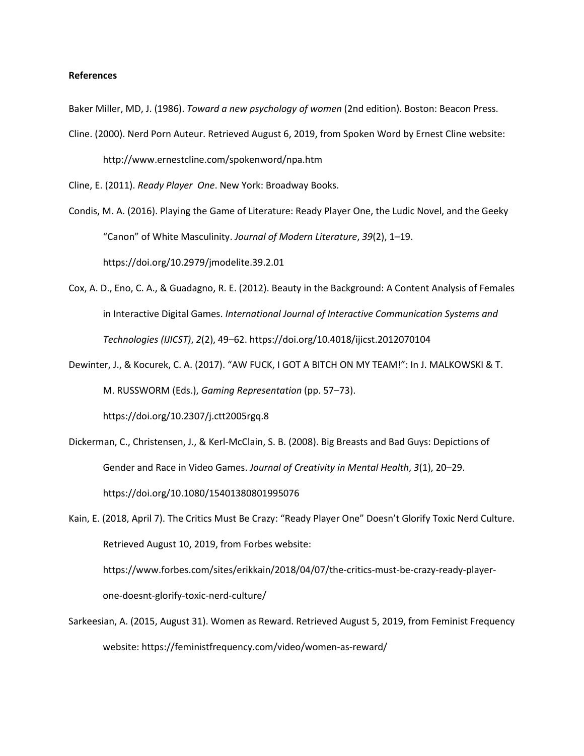**References**

Baker Miller, MD, J. (1986). *Toward a new psychology of women* (2nd edition). Boston: Beacon Press.

Cline. (2000). Nerd Porn Auteur. Retrieved August 6, 2019, from Spoken Word by Ernest Cline website: http://www.ernestcline.com/spokenword/npa.htm

Cline, E. (2011). *Ready Player One*. New York: Broadway Books.

Condis, M. A. (2016). Playing the Game of Literature: Ready Player One, the Ludic Novel, and the Geeky "Canon" of White Masculinity. *Journal of Modern Literature*, *39*(2), 1–19. https://doi.org/10.2979/jmodelite.39.2.01

Cox, A. D., Eno, C. A., & Guadagno, R. E. (2012). Beauty in the Background: A Content Analysis of Females in Interactive Digital Games. *International Journal of Interactive Communication Systems and Technologies (IJICST)*, *2*(2), 49–62. https://doi.org/10.4018/ijicst.2012070104

Dewinter, J., & Kocurek, C. A. (2017). "AW FUCK, I GOT A BITCH ON MY TEAM!": In J. MALKOWSKI & T. M. RUSSWORM (Eds.), *Gaming Representation* (pp. 57–73). https://doi.org/10.2307/j.ctt2005rgq.8

Dickerman, C., Christensen, J., & Kerl-McClain, S. B. (2008). Big Breasts and Bad Guys: Depictions of Gender and Race in Video Games. *Journal of Creativity in Mental Health*, *3*(1), 20–29. https://doi.org/10.1080/15401380801995076

Kain, E. (2018, April 7). The Critics Must Be Crazy: "Ready Player One" Doesn't Glorify Toxic Nerd Culture. Retrieved August 10, 2019, from Forbes website: https://www.forbes.com/sites/erikkain/2018/04/07/the-critics-must-be-crazy-ready-player-one-doesnt-glorify-toxic-nerd-culture/

Sarkeesian, A. (2015, August 31). Women as Reward. Retrieved August 5, 2019, from Feminist Frequency website: https://feministfrequency.com/video/women-as-reward/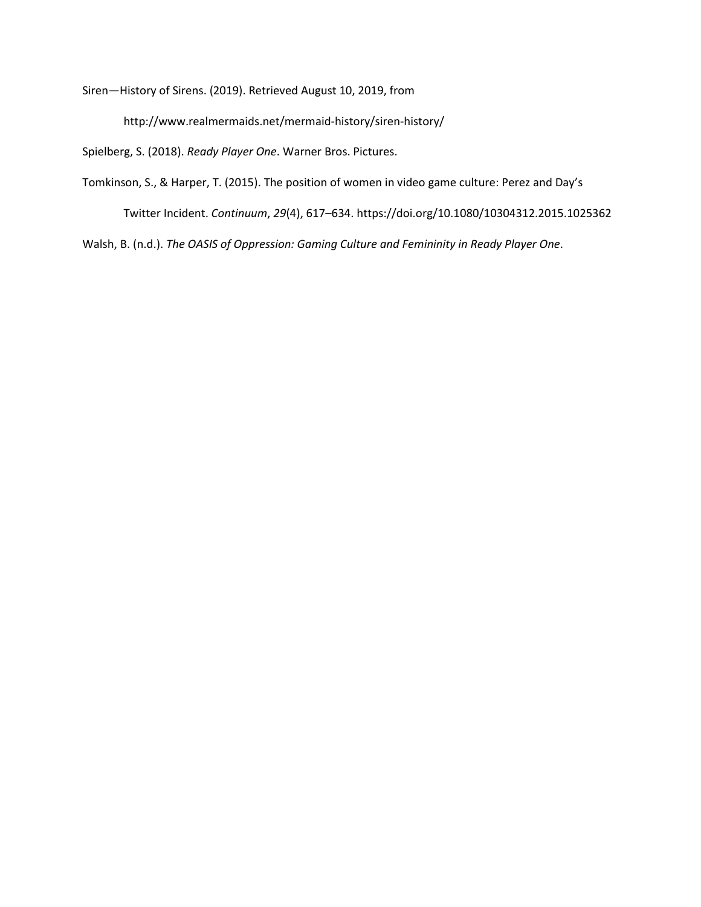Siren—History of Sirens. (2019). Retrieved August 10, 2019, from http://www.realmermaids.net/mermaid-history/siren-history/

Spielberg, S. (2018). *Ready Player One*. Warner Bros. Pictures.

Tomkinson, S., & Harper, T. (2015). The position of women in video game culture: Perez and Day's Twitter Incident. *Continuum*, *29*(4), 617–634. https://doi.org/10.1080/10304312.2015.1025362

Walsh, B. (n.d.). *The OASIS of Oppression: Gaming Culture and Femininity in Ready Player One*.